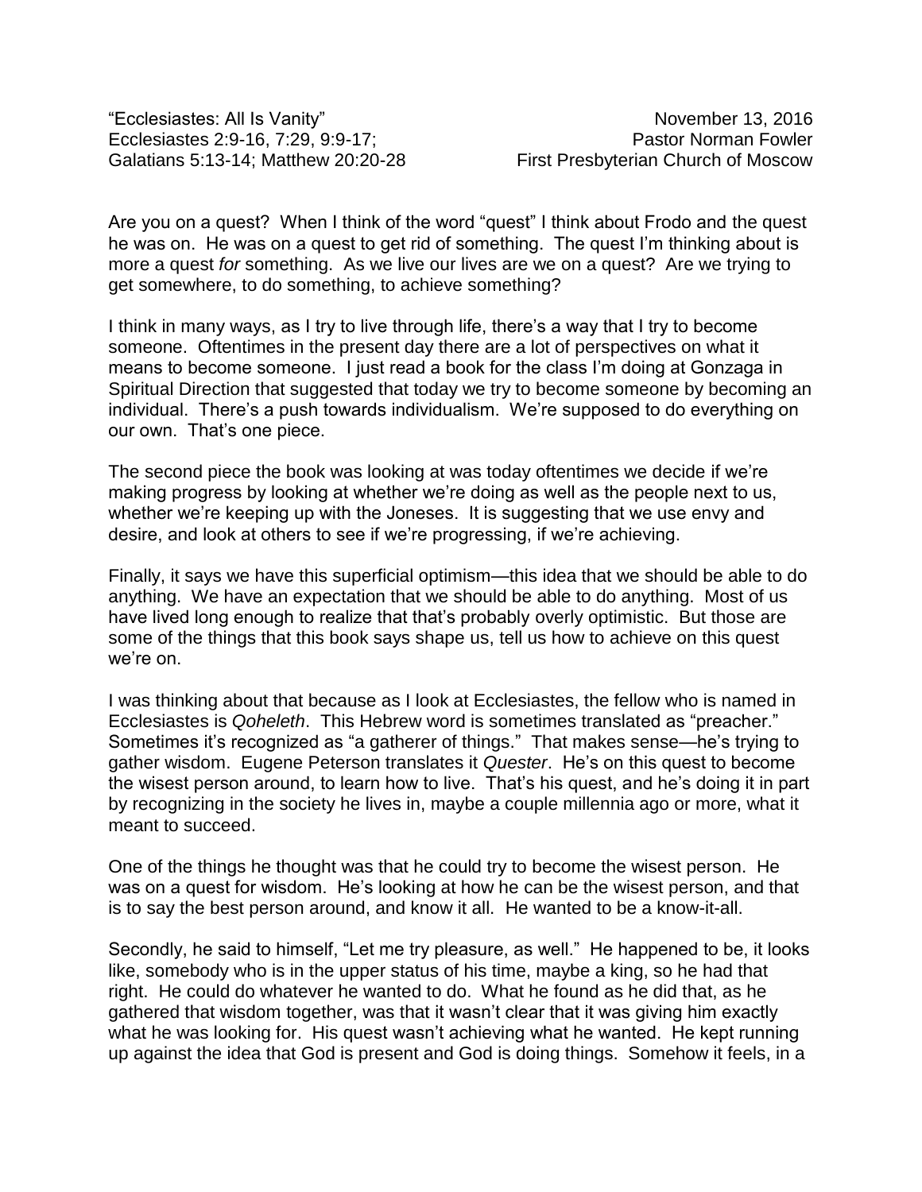"Ecclesiastes: All Is Vanity" — November 13, 2016
Ecclesiastes 2:9-16, 7:29, 9:9-17; — Pastor Norman Fowler
Galatians 5:13-14; Matthew 20:20-28 — First Presbyterian Church of Moscow

Are you on a quest? When I think of the word "quest" I think about Frodo and the quest he was on. He was on a quest to get rid of something. The quest I'm thinking about is more a quest *for* something. As we live our lives are we on a quest? Are we trying to get somewhere, to do something, to achieve something?

I think in many ways, as I try to live through life, there's a way that I try to become someone. Oftentimes in the present day there are a lot of perspectives on what it means to become someone. I just read a book for the class I'm doing at Gonzaga in Spiritual Direction that suggested that today we try to become someone by becoming an individual. There's a push towards individualism. We're supposed to do everything on our own. That's one piece.

The second piece the book was looking at was today oftentimes we decide if we're making progress by looking at whether we're doing as well as the people next to us, whether we're keeping up with the Joneses. It is suggesting that we use envy and desire, and look at others to see if we're progressing, if we're achieving.

Finally, it says we have this superficial optimism—this idea that we should be able to do anything. We have an expectation that we should be able to do anything. Most of us have lived long enough to realize that that's probably overly optimistic. But those are some of the things that this book says shape us, tell us how to achieve on this quest we're on.

I was thinking about that because as I look at Ecclesiastes, the fellow who is named in Ecclesiastes is *Qoheleth*. This Hebrew word is sometimes translated as "preacher." Sometimes it's recognized as "a gatherer of things." That makes sense—he's trying to gather wisdom. Eugene Peterson translates it *Quester*. He's on this quest to become the wisest person around, to learn how to live. That's his quest, and he's doing it in part by recognizing in the society he lives in, maybe a couple millennia ago or more, what it meant to succeed.

One of the things he thought was that he could try to become the wisest person. He was on a quest for wisdom. He's looking at how he can be the wisest person, and that is to say the best person around, and know it all. He wanted to be a know-it-all.

Secondly, he said to himself, "Let me try pleasure, as well." He happened to be, it looks like, somebody who is in the upper status of his time, maybe a king, so he had that right. He could do whatever he wanted to do. What he found as he did that, as he gathered that wisdom together, was that it wasn't clear that it was giving him exactly what he was looking for. His quest wasn't achieving what he wanted. He kept running up against the idea that God is present and God is doing things. Somehow it feels, in a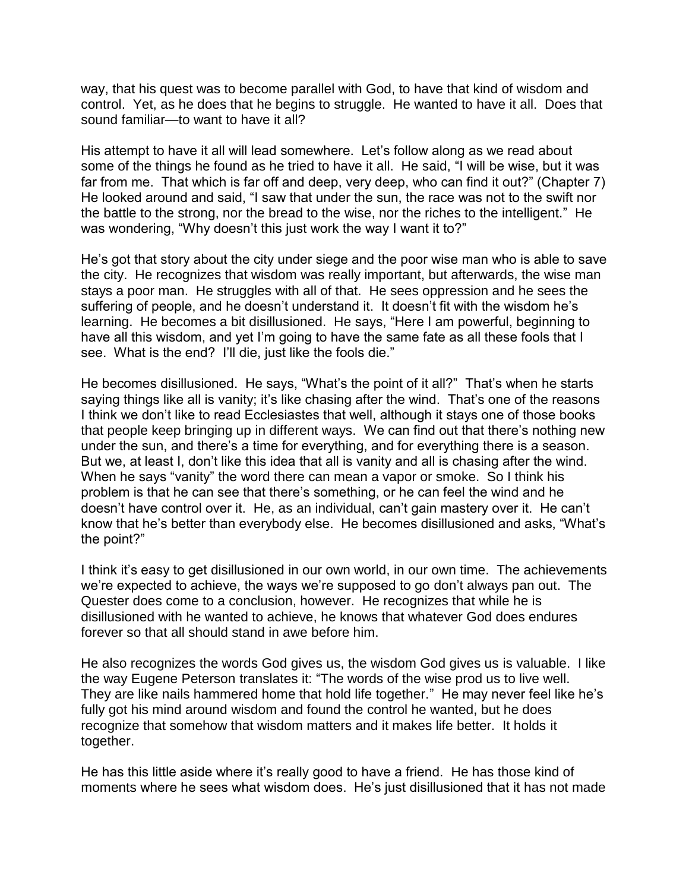way, that his quest was to become parallel with God, to have that kind of wisdom and control. Yet, as he does that he begins to struggle. He wanted to have it all. Does that sound familiar—to want to have it all?

His attempt to have it all will lead somewhere. Let's follow along as we read about some of the things he found as he tried to have it all. He said, "I will be wise, but it was far from me. That which is far off and deep, very deep, who can find it out?" (Chapter 7) He looked around and said, "I saw that under the sun, the race was not to the swift nor the battle to the strong, nor the bread to the wise, nor the riches to the intelligent." He was wondering, "Why doesn't this just work the way I want it to?"

He's got that story about the city under siege and the poor wise man who is able to save the city. He recognizes that wisdom was really important, but afterwards, the wise man stays a poor man. He struggles with all of that. He sees oppression and he sees the suffering of people, and he doesn't understand it. It doesn't fit with the wisdom he's learning. He becomes a bit disillusioned. He says, "Here I am powerful, beginning to have all this wisdom, and yet I'm going to have the same fate as all these fools that I see. What is the end? I'll die, just like the fools die."

He becomes disillusioned. He says, "What's the point of it all?" That's when he starts saying things like all is vanity; it's like chasing after the wind. That's one of the reasons I think we don't like to read Ecclesiastes that well, although it stays one of those books that people keep bringing up in different ways. We can find out that there's nothing new under the sun, and there's a time for everything, and for everything there is a season. But we, at least I, don't like this idea that all is vanity and all is chasing after the wind. When he says "vanity" the word there can mean a vapor or smoke. So I think his problem is that he can see that there's something, or he can feel the wind and he doesn't have control over it. He, as an individual, can't gain mastery over it. He can't know that he's better than everybody else. He becomes disillusioned and asks, "What's the point?"

I think it's easy to get disillusioned in our own world, in our own time. The achievements we're expected to achieve, the ways we're supposed to go don't always pan out. The Quester does come to a conclusion, however. He recognizes that while he is disillusioned with he wanted to achieve, he knows that whatever God does endures forever so that all should stand in awe before him.

He also recognizes the words God gives us, the wisdom God gives us is valuable. I like the way Eugene Peterson translates it: "The words of the wise prod us to live well. They are like nails hammered home that hold life together." He may never feel like he's fully got his mind around wisdom and found the control he wanted, but he does recognize that somehow that wisdom matters and it makes life better. It holds it together.

He has this little aside where it's really good to have a friend. He has those kind of moments where he sees what wisdom does. He's just disillusioned that it has not made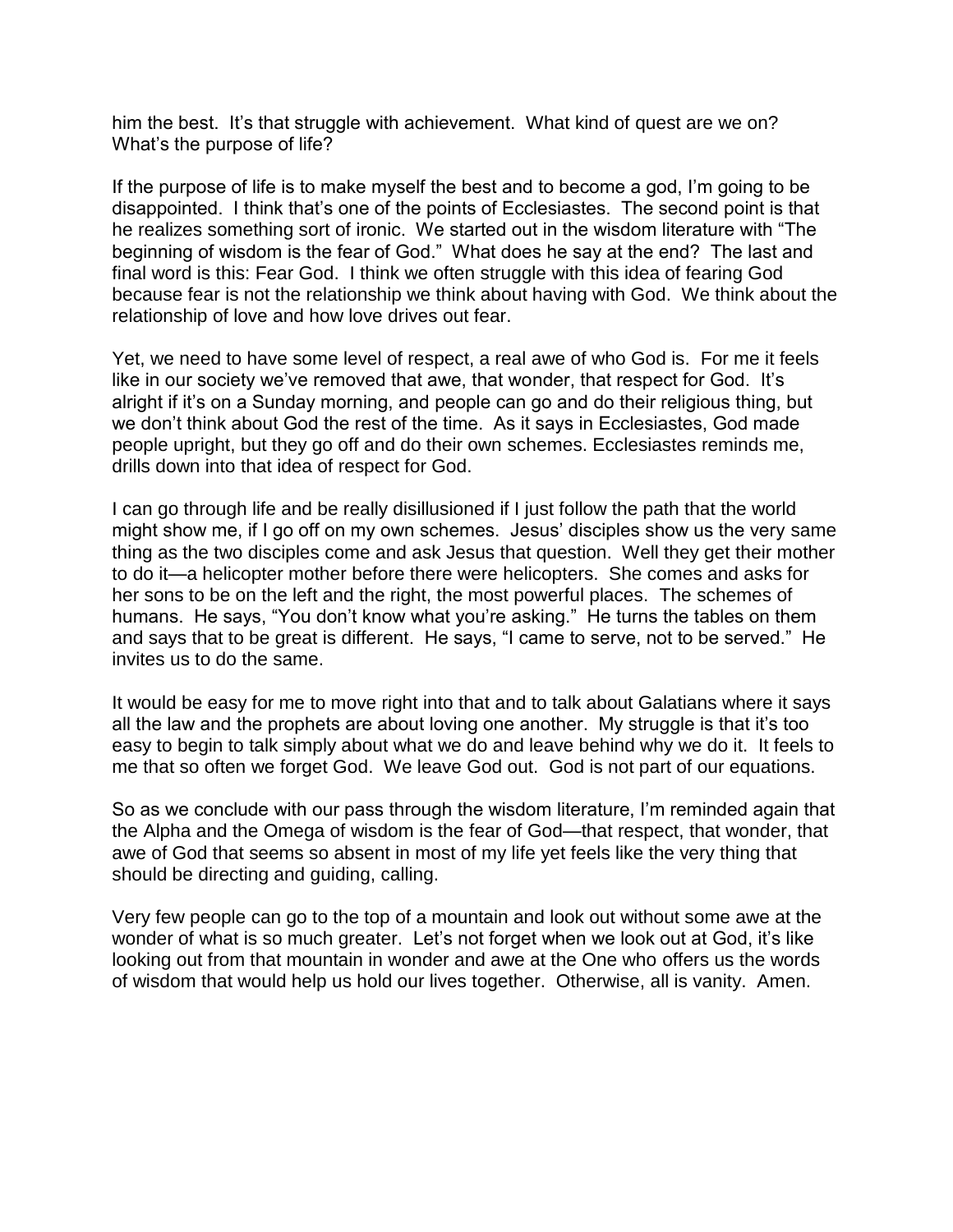him the best. It's that struggle with achievement. What kind of quest are we on? What's the purpose of life?

If the purpose of life is to make myself the best and to become a god, I'm going to be disappointed. I think that's one of the points of Ecclesiastes. The second point is that he realizes something sort of ironic. We started out in the wisdom literature with "The beginning of wisdom is the fear of God." What does he say at the end? The last and final word is this: Fear God. I think we often struggle with this idea of fearing God because fear is not the relationship we think about having with God. We think about the relationship of love and how love drives out fear.

Yet, we need to have some level of respect, a real awe of who God is. For me it feels like in our society we've removed that awe, that wonder, that respect for God. It's alright if it's on a Sunday morning, and people can go and do their religious thing, but we don't think about God the rest of the time. As it says in Ecclesiastes, God made people upright, but they go off and do their own schemes. Ecclesiastes reminds me, drills down into that idea of respect for God.

I can go through life and be really disillusioned if I just follow the path that the world might show me, if I go off on my own schemes. Jesus' disciples show us the very same thing as the two disciples come and ask Jesus that question. Well they get their mother to do it—a helicopter mother before there were helicopters. She comes and asks for her sons to be on the left and the right, the most powerful places. The schemes of humans. He says, "You don't know what you're asking." He turns the tables on them and says that to be great is different. He says, "I came to serve, not to be served." He invites us to do the same.

It would be easy for me to move right into that and to talk about Galatians where it says all the law and the prophets are about loving one another. My struggle is that it's too easy to begin to talk simply about what we do and leave behind why we do it. It feels to me that so often we forget God. We leave God out. God is not part of our equations.

So as we conclude with our pass through the wisdom literature, I'm reminded again that the Alpha and the Omega of wisdom is the fear of God—that respect, that wonder, that awe of God that seems so absent in most of my life yet feels like the very thing that should be directing and guiding, calling.

Very few people can go to the top of a mountain and look out without some awe at the wonder of what is so much greater. Let's not forget when we look out at God, it's like looking out from that mountain in wonder and awe at the One who offers us the words of wisdom that would help us hold our lives together. Otherwise, all is vanity. Amen.